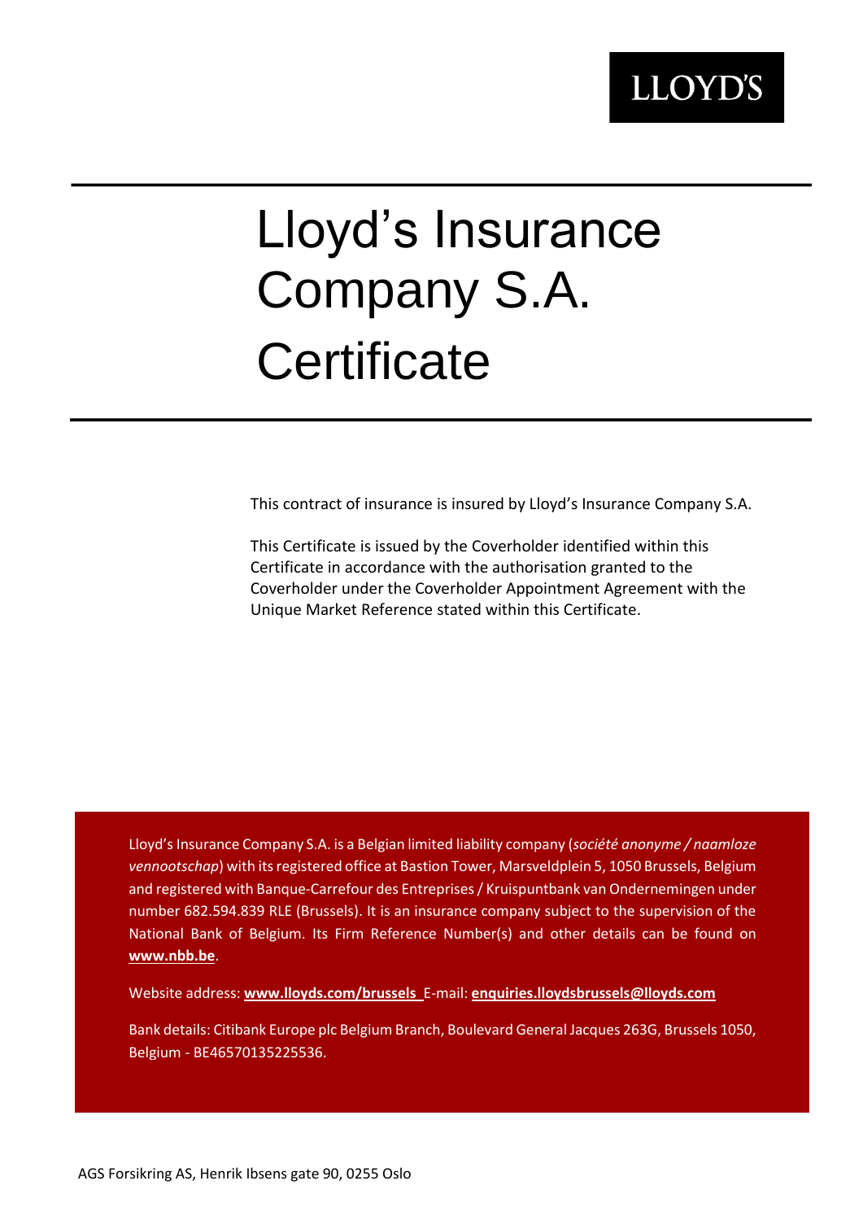LLOYD'S

# Lloyd's Insurance Company S.A. Certificate

This contract of insurance is insured by Lloyd's Insurance Company S.A.

This Certificate is issued by the Coverholder identified within this Certificate in accordance with the authorisation granted to the Coverholder under the Coverholder Appointment Agreement with the Unique Market Reference stated within this Certificate.

Lloyd's Insurance Company S.A. is a Belgian limited liability company (*société anonyme / naamloze vennootschap*) with its registered office at Bastion Tower, Marsveldplein 5, 1050 Brussels, Belgium and registered with Banque-Carrefour des Entreprises / Kruispuntbank van Ondernemingen under number 682.594.839 RLE (Brussels). It is an insurance company subject to the supervision of the National Bank of Belgium. Its Firm Reference Number(s) and other details can be found on **www.nbb.be**.

Website address: **www.lloyds.com/brussels** E-mail: **enquiries.lloydsbrussels@lloyds.com**

Bank details: Citibank Europe plc Belgium Branch, Boulevard General Jacques 263G, Brussels 1050, Belgium - BE46570135225536.

AGS Forsikring AS, Henrik Ibsens gate 90, 0255 Oslo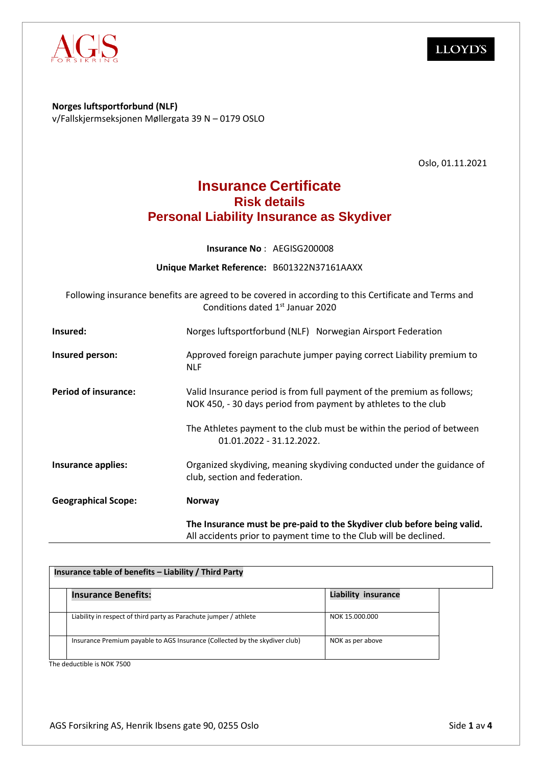**Norges luftsportforbund (NLF)**
v/Fallskjermseksjonen Møllergata 39 N – 0179 OSLO

Oslo, 01.11.2021

# Insurance Certificate
## Risk details
## Personal Liability Insurance as Skydiver

**Insurance No** : AEGISG200008

**Unique Market Reference:** B601322N37161AAXX

Following insurance benefits are agreed to be covered in according to this Certificate and Terms and Conditions dated 1st Januar 2020

**Insured:** Norges luftsportforbund (NLF) Norwegian Airsport Federation

**Insured person:** Approved foreign parachute jumper paying correct Liability premium to NLF

**Period of insurance:** Valid Insurance period is from full payment of the premium as follows; NOK 450, - 30 days period from payment by athletes to the club

The Athletes payment to the club must be within the period of between 01.01.2022 - 31.12.2022.

**Insurance applies:** Organized skydiving, meaning skydiving conducted under the guidance of club, section and federation.

**Geographical Scope:** **Norway**

**The Insurance must be pre-paid to the Skydiver club before being valid.**
All accidents prior to payment time to the Club will be declined.

**Insurance table of benefits – Liability / Third Party**

| **Insurance Benefits:** | **Liability insurance** |
|---|---|
| Liability in respect of third party as Parachute jumper / athlete | NOK 15.000.000 |
| Insurance Premium payable to AGS Insurance (Collected by the skydiver club) | NOK as per above |

The deductible is NOK 7500

AGS Forsikring AS, Henrik Ibsens gate 90, 0255 Oslo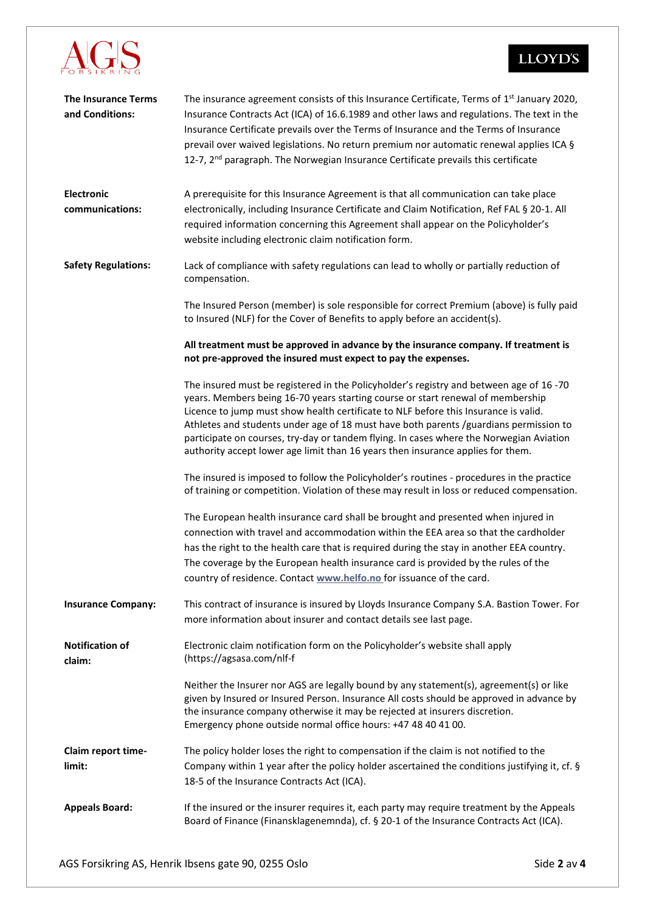| | |
|---|---|
| **The Insurance Terms and Conditions:** | The insurance agreement consists of this Insurance Certificate, Terms of 1st January 2020, Insurance Contracts Act (ICA) of 16.6.1989 and other laws and regulations. The text in the Insurance Certificate prevails over the Terms of Insurance and the Terms of Insurance prevail over waived legislations. No return premium nor automatic renewal applies ICA § 12-7, 2nd paragraph. The Norwegian Insurance Certificate prevails this certificate |
| **Electronic communications:** | A prerequisite for this Insurance Agreement is that all communication can take place electronically, including Insurance Certificate and Claim Notification, Ref FAL § 20-1. All required information concerning this Agreement shall appear on the Policyholder's website including electronic claim notification form. |
| **Safety Regulations:** | Lack of compliance with safety regulations can lead to wholly or partially reduction of compensation.<br><br>The Insured Person (member) is sole responsible for correct Premium (above) is fully paid to Insured (NLF) for the Cover of Benefits to apply before an accident(s).<br><br>**All treatment must be approved in advance by the insurance company. If treatment is not pre-approved the insured must expect to pay the expenses.**<br><br>The insured must be registered in the Policyholder's registry and between age of 16 -70 years. Members being 16-70 years starting course or start renewal of membership Licence to jump must show health certificate to NLF before this Insurance is valid. Athletes and students under age of 18 must have both parents /guardians permission to participate on courses, try-day or tandem flying. In cases where the Norwegian Aviation authority accept lower age limit than 16 years then insurance applies for them.<br><br>The insured is imposed to follow the Policyholder's routines - procedures in the practice of training or competition. Violation of these may result in loss or reduced compensation.<br><br>The European health insurance card shall be brought and presented when injured in connection with travel and accommodation within the EEA area so that the cardholder has the right to the health care that is required during the stay in another EEA country. The coverage by the European health insurance card is provided by the rules of the country of residence. Contact www.helfo.no for issuance of the card. |
| **Insurance Company:** | This contract of insurance is insured by Lloyds Insurance Company S.A. Bastion Tower. For more information about insurer and contact details see last page. |
| **Notification of claim:** | Electronic claim notification form on the Policyholder's website shall apply (https://agsasa.com/nlf-f<br><br>Neither the Insurer nor AGS are legally bound by any statement(s), agreement(s) or like given by Insured or Insured Person. Insurance All costs should be approved in advance by the insurance company otherwise it may be rejected at insurers discretion.<br>Emergency phone outside normal office hours: +47 48 40 41 00. |
| **Claim report time-limit:** | The policy holder loses the right to compensation if the claim is not notified to the Company within 1 year after the policy holder ascertained the conditions justifying it, cf. § 18-5 of the Insurance Contracts Act (ICA). |
| **Appeals Board:** | If the insured or the insurer requires it, each party may require treatment by the Appeals Board of Finance (Finansklagenemnda), cf. § 20-1 of the Insurance Contracts Act (ICA). |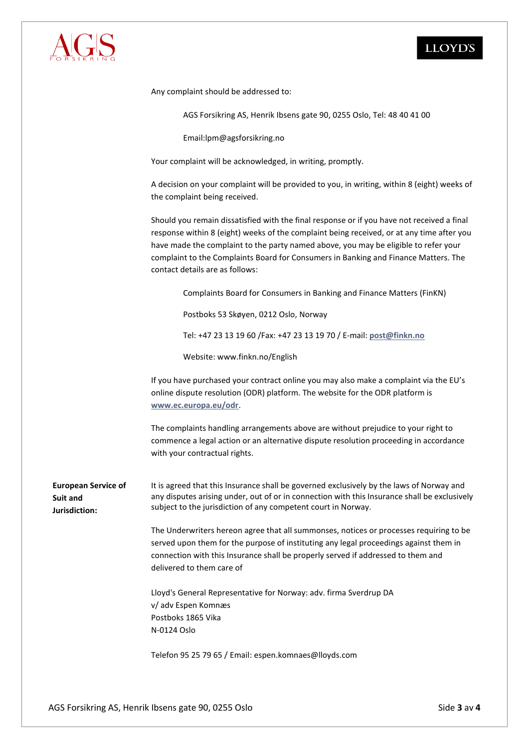Any complaint should be addressed to:

> AGS Forsikring AS, Henrik Ibsens gate 90, 0255 Oslo, Tel: 48 40 41 00
>
> Email:lpm@agsforsikring.no

Your complaint will be acknowledged, in writing, promptly.

A decision on your complaint will be provided to you, in writing, within 8 (eight) weeks of the complaint being received.

Should you remain dissatisfied with the final response or if you have not received a final response within 8 (eight) weeks of the complaint being received, or at any time after you have made the complaint to the party named above, you may be eligible to refer your complaint to the Complaints Board for Consumers in Banking and Finance Matters. The contact details are as follows:

> Complaints Board for Consumers in Banking and Finance Matters (FinKN)
>
> Postboks 53 Skøyen, 0212 Oslo, Norway
>
> Tel: +47 23 13 19 60 /Fax: +47 23 13 19 70 / E-mail: **post@finkn.no**
>
> Website: www.finkn.no/English

If you have purchased your contract online you may also make a complaint via the EU's online dispute resolution (ODR) platform. The website for the ODR platform is **www.ec.europa.eu/odr**.

The complaints handling arrangements above are without prejudice to your right to commence a legal action or an alternative dispute resolution proceeding in accordance with your contractual rights.

**European Service of Suit and Jurisdiction:**

It is agreed that this Insurance shall be governed exclusively by the laws of Norway and any disputes arising under, out of or in connection with this Insurance shall be exclusively subject to the jurisdiction of any competent court in Norway.

The Underwriters hereon agree that all summonses, notices or processes requiring to be served upon them for the purpose of instituting any legal proceedings against them in connection with this Insurance shall be properly served if addressed to them and delivered to them care of

Lloyd's General Representative for Norway: adv. firma Sverdrup DA
v/ adv Espen Komnæs
Postboks 1865 Vika
N-0124 Oslo

Telefon 95 25 79 65 / Email: espen.komnaes@lloyds.com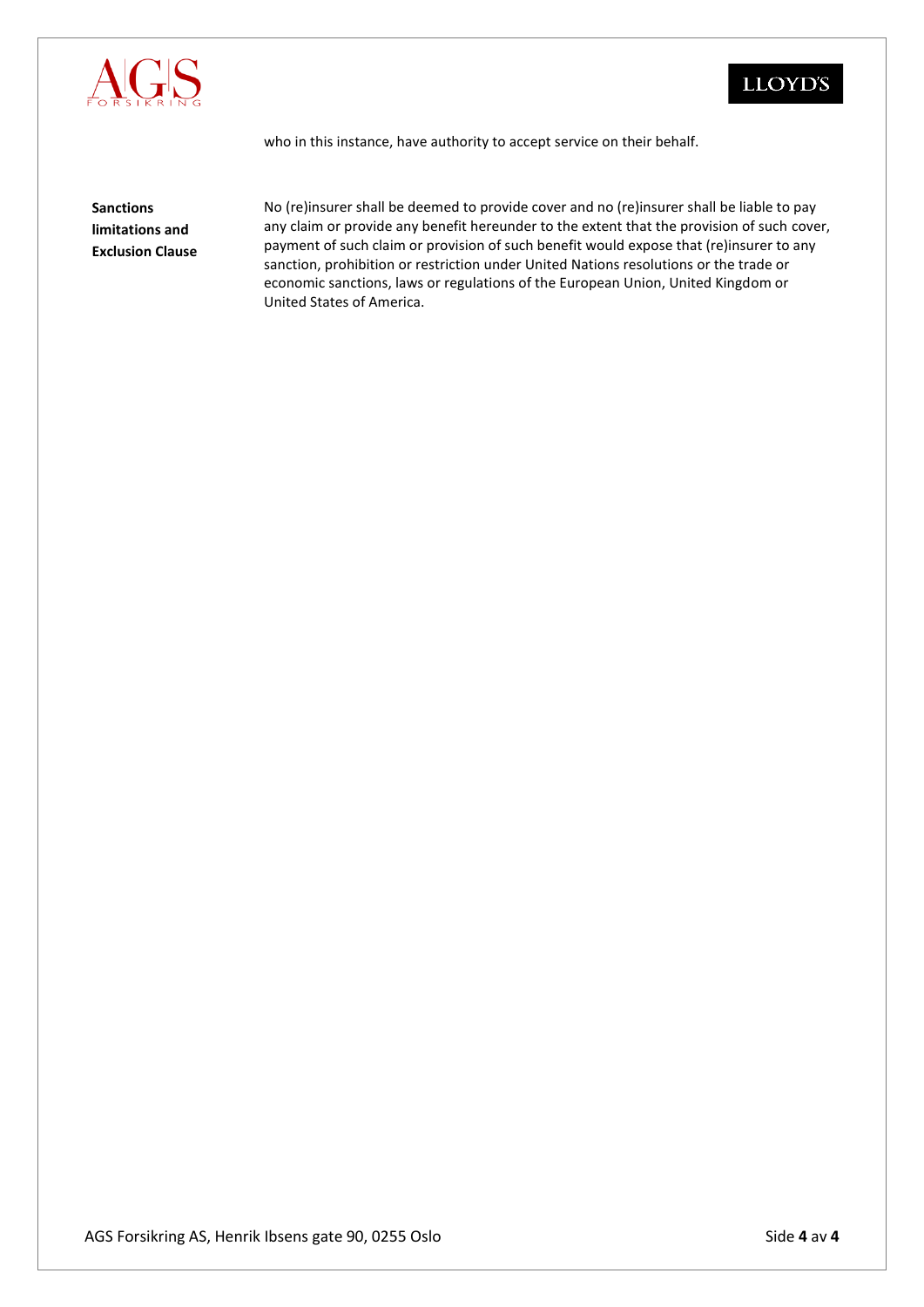who in this instance, have authority to accept service on their behalf.

**Sanctions limitations and Exclusion Clause**

No (re)insurer shall be deemed to provide cover and no (re)insurer shall be liable to pay any claim or provide any benefit hereunder to the extent that the provision of such cover, payment of such claim or provision of such benefit would expose that (re)insurer to any sanction, prohibition or restriction under United Nations resolutions or the trade or economic sanctions, laws or regulations of the European Union, United Kingdom or United States of America.